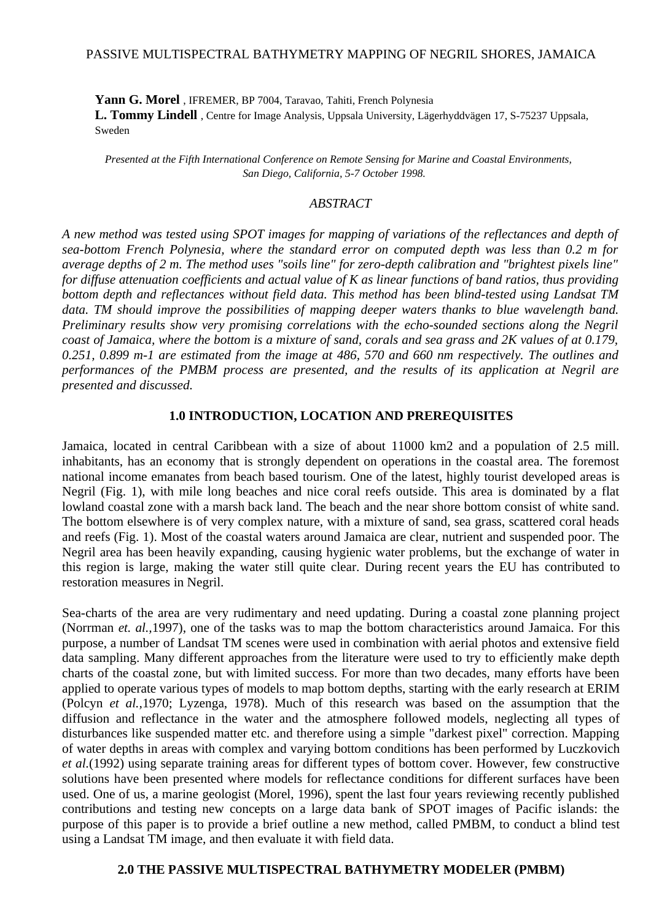# PASSIVE MULTISPECTRAL BATHYMETRY MAPPING OF NEGRIL SHORES, JAMAICA

**Yann G. Morel** , IFREMER, BP 7004, Taravao, Tahiti, French Polynesia
**L. Tommy Lindell** , Centre for Image Analysis, Uppsala University, Lägerhyddvägen 17, S-75237 Uppsala, Sweden

*Presented at the Fifth International Conference on Remote Sensing for Marine and Coastal Environments, San Diego, California, 5-7 October 1998.*

*ABSTRACT*

***A new method was tested using SPOT images for mapping of variations of the reflectances and depth of sea-bottom French Polynesia, where the standard error on computed depth was less than 0.2 m for average depths of 2 m. The method uses "soils line" for zero-depth calibration and "brightest pixels line" for diffuse attenuation coefficients and actual value of K as linear functions of band ratios, thus providing bottom depth and reflectances without field data. This method has been blind-tested using Landsat TM data. TM should improve the possibilities of mapping deeper waters thanks to blue wavelength band. Preliminary results show very promising correlations with the echo-sounded sections along the Negril coast of Jamaica, where the bottom is a mixture of sand, corals and sea grass and 2K values of at 0.179, 0.251, 0.899 m-1 are estimated from the image at 486, 570 and 660 nm respectively. The outlines and performances of the PMBM process are presented, and the results of its application at Negril are presented and discussed.***

## 1.0 INTRODUCTION, LOCATION AND PREREQUISITES

Jamaica, located in central Caribbean with a size of about 11000 km2 and a population of 2.5 mill. inhabitants, has an economy that is strongly dependent on operations in the coastal area. The foremost national income emanates from beach based tourism. One of the latest, highly tourist developed areas is Negril (Fig. 1), with mile long beaches and nice coral reefs outside. This area is dominated by a flat lowland coastal zone with a marsh back land. The beach and the near shore bottom consist of white sand. The bottom elsewhere is of very complex nature, with a mixture of sand, sea grass, scattered coral heads and reefs (Fig. 1). Most of the coastal waters around Jamaica are clear, nutrient and suspended poor. The Negril area has been heavily expanding, causing hygienic water problems, but the exchange of water in this region is large, making the water still quite clear. During recent years the EU has contributed to restoration measures in Negril.

Sea-charts of the area are very rudimentary and need updating. During a coastal zone planning project (Norrman *et. al.,*1997), one of the tasks was to map the bottom characteristics around Jamaica. For this purpose, a number of Landsat TM scenes were used in combination with aerial photos and extensive field data sampling. Many different approaches from the literature were used to try to efficiently make depth charts of the coastal zone, but with limited success. For more than two decades, many efforts have been applied to operate various types of models to map bottom depths, starting with the early research at ERIM (Polcyn *et al.,*1970; Lyzenga, 1978). Much of this research was based on the assumption that the diffusion and reflectance in the water and the atmosphere followed models, neglecting all types of disturbances like suspended matter etc. and therefore using a simple "darkest pixel" correction. Mapping of water depths in areas with complex and varying bottom conditions has been performed by Luczkovich *et al.*(1992) using separate training areas for different types of bottom cover. However, few constructive solutions have been presented where models for reflectance conditions for different surfaces have been used. One of us, a marine geologist (Morel, 1996), spent the last four years reviewing recently published contributions and testing new concepts on a large data bank of SPOT images of Pacific islands: the purpose of this paper is to provide a brief outline a new method, called PMBM, to conduct a blind test using a Landsat TM image, and then evaluate it with field data.

## 2.0 THE PASSIVE MULTISPECTRAL BATHYMETRY MODELER (PMBM)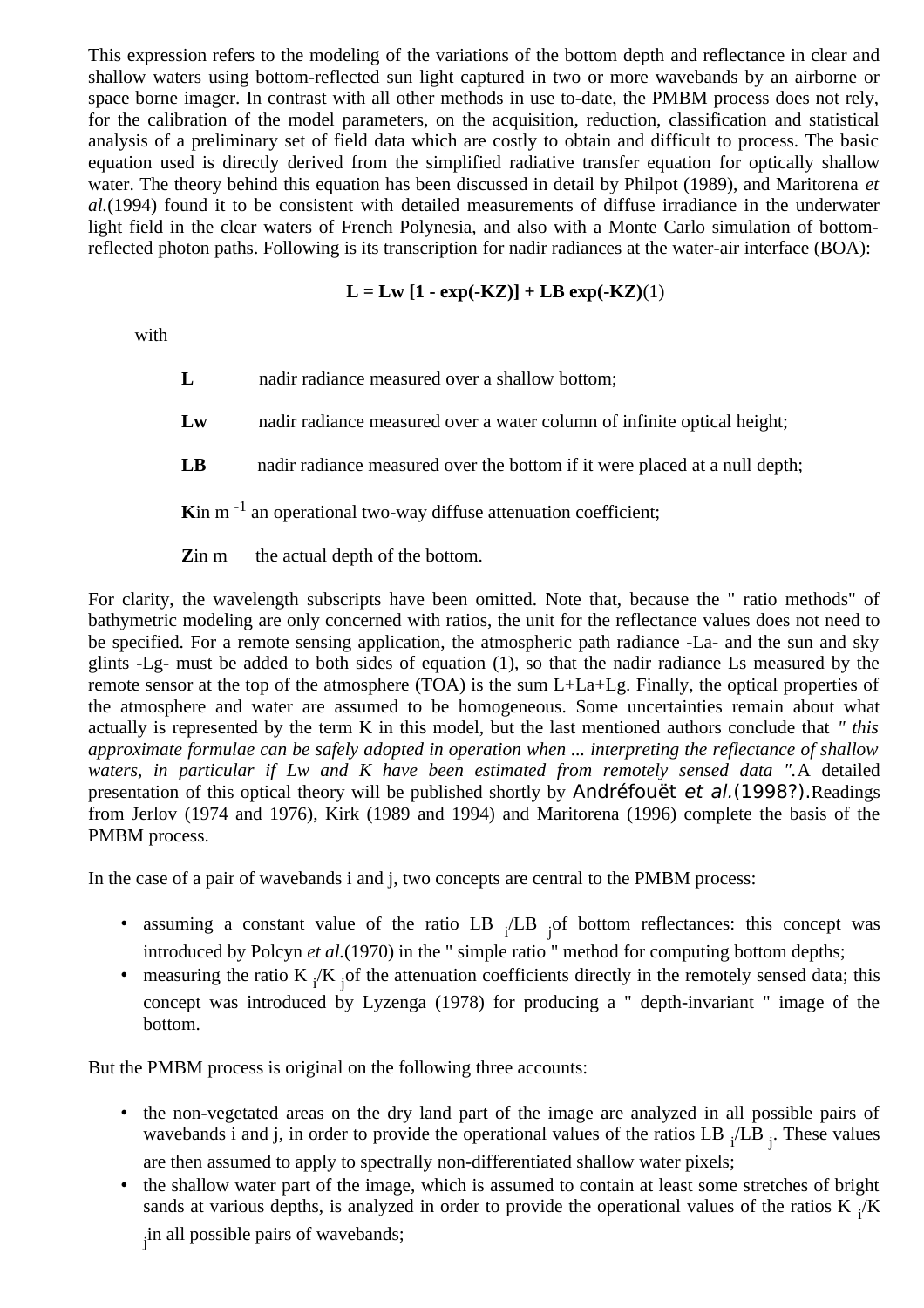This expression refers to the modeling of the variations of the bottom depth and reflectance in clear and shallow waters using bottom-reflected sun light captured in two or more wavebands by an airborne or space borne imager. In contrast with all other methods in use to-date, the PMBM process does not rely, for the calibration of the model parameters, on the acquisition, reduction, classification and statistical analysis of a preliminary set of field data which are costly to obtain and difficult to process. The basic equation used is directly derived from the simplified radiative transfer equation for optically shallow water. The theory behind this equation has been discussed in detail by Philpot (1989), and Maritorena *et al.*(1994) found it to be consistent with detailed measurements of diffuse irradiance in the underwater light field in the clear waters of French Polynesia, and also with a Monte Carlo simulation of bottom-reflected photon paths. Following is its transcription for nadir radiances at the water-air interface (BOA):

$$\mathbf{L = Lw\,[1 - exp(-KZ)] + LB\,exp(-KZ)} \quad (1)$$

with

- **L** nadir radiance measured over a shallow bottom;
- **Lw** nadir radiance measured over a water column of infinite optical height;
- **LB** nadir radiance measured over the bottom if it were placed at a null depth;
- **K** in $m^{-1}$ an operational two-way diffuse attenuation coefficient;
- **Z** in m the actual depth of the bottom.

For clarity, the wavelength subscripts have been omitted. Note that, because the " ratio methods" of bathymetric modeling are only concerned with ratios, the unit for the reflectance values does not need to be specified. For a remote sensing application, the atmospheric path radiance -La- and the sun and sky glints -Lg- must be added to both sides of equation (1), so that the nadir radiance Ls measured by the remote sensor at the top of the atmosphere (TOA) is the sum L+La+Lg. Finally, the optical properties of the atmosphere and water are assumed to be homogeneous. Some uncertainties remain about what actually is represented by the term K in this model, but the last mentioned authors conclude that *" this approximate formulae can be safely adopted in operation when ... interpreting the reflectance of shallow waters, in particular if Lw and K have been estimated from remotely sensed data ".* A detailed presentation of this optical theory will be published shortly by Andréfouët *et al.*(1998?). Readings from Jerlov (1974 and 1976), Kirk (1989 and 1994) and Maritorena (1996) complete the basis of the PMBM process.

In the case of a pair of wavebands i and j, two concepts are central to the PMBM process:

- assuming a constant value of the ratio $LB_i/LB_j$ of bottom reflectances: this concept was introduced by Polcyn *et al.*(1970) in the " simple ratio " method for computing bottom depths;
- measuring the ratio $K_i/K_j$ of the attenuation coefficients directly in the remotely sensed data; this concept was introduced by Lyzenga (1978) for producing a " depth-invariant " image of the bottom.

But the PMBM process is original on the following three accounts:

- the non-vegetated areas on the dry land part of the image are analyzed in all possible pairs of wavebands i and j, in order to provide the operational values of the ratios $LB_i/LB_j$. These values are then assumed to apply to spectrally non-differentiated shallow water pixels;
- the shallow water part of the image, which is assumed to contain at least some stretches of bright sands at various depths, is analyzed in order to provide the operational values of the ratios $K_i/K_j$ in all possible pairs of wavebands;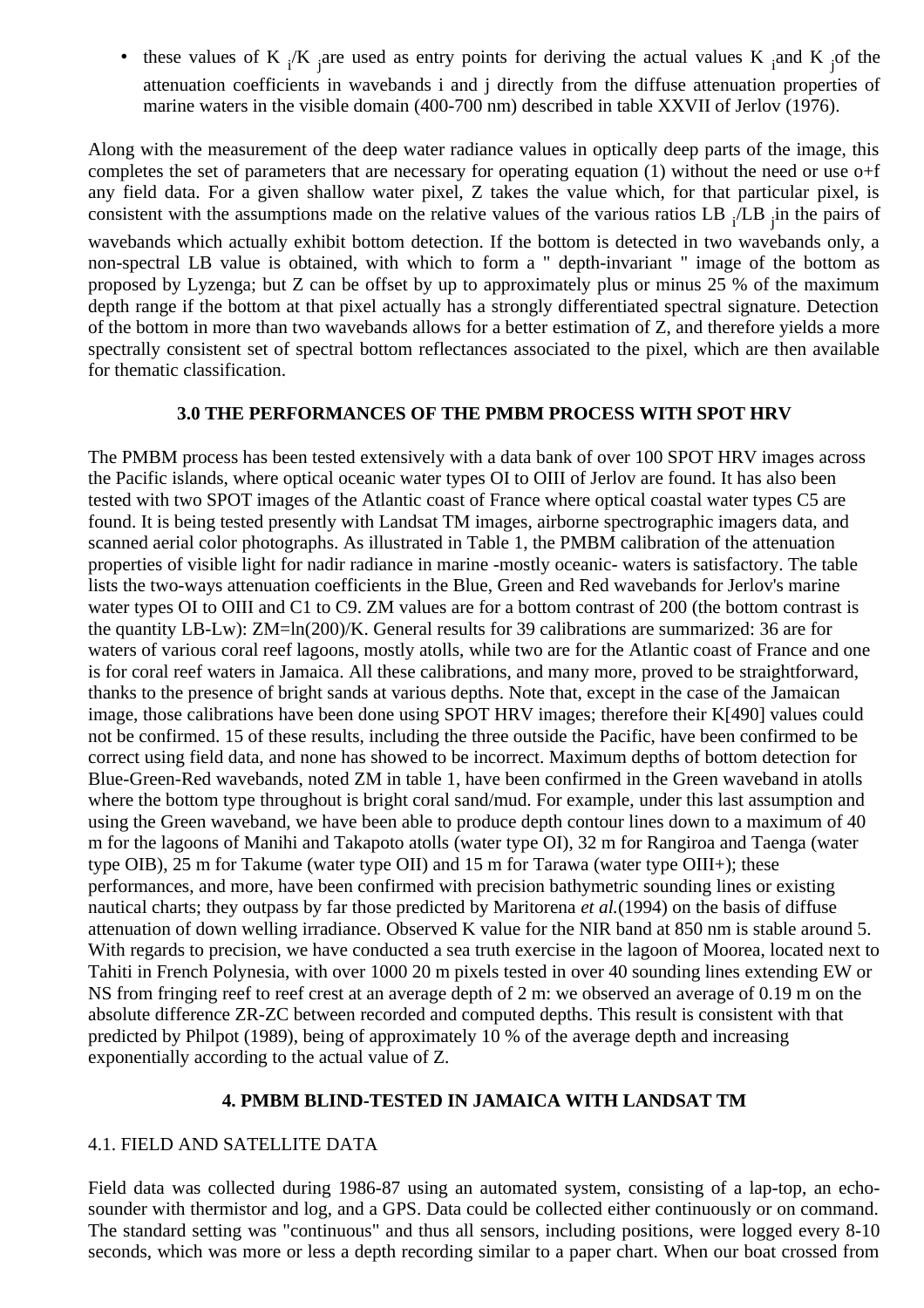- these values of $K_i/K_j$ are used as entry points for deriving the actual values $K_i$ and $K_j$ of the attenuation coefficients in wavebands i and j directly from the diffuse attenuation properties of marine waters in the visible domain (400-700 nm) described in table XXVII of Jerlov (1976).

Along with the measurement of the deep water radiance values in optically deep parts of the image, this completes the set of parameters that are necessary for operating equation (1) without the need or use o+f any field data. For a given shallow water pixel, Z takes the value which, for that particular pixel, is consistent with the assumptions made on the relative values of the various ratios $LB_i/LB_j$ in the pairs of wavebands which actually exhibit bottom detection. If the bottom is detected in two wavebands only, a non-spectral LB value is obtained, with which to form a " depth-invariant " image of the bottom as proposed by Lyzenga; but Z can be offset by up to approximately plus or minus 25 % of the maximum depth range if the bottom at that pixel actually has a strongly differentiated spectral signature. Detection of the bottom in more than two wavebands allows for a better estimation of Z, and therefore yields a more spectrally consistent set of spectral bottom reflectances associated to the pixel, which are then available for thematic classification.

## 3.0 THE PERFORMANCES OF THE PMBM PROCESS WITH SPOT HRV

The PMBM process has been tested extensively with a data bank of over 100 SPOT HRV images across the Pacific islands, where optical oceanic water types OI to OIII of Jerlov are found. It has also been tested with two SPOT images of the Atlantic coast of France where optical coastal water types C5 are found. It is being tested presently with Landsat TM images, airborne spectrographic imagers data, and scanned aerial color photographs. As illustrated in Table 1, the PMBM calibration of the attenuation properties of visible light for nadir radiance in marine -mostly oceanic- waters is satisfactory. The table lists the two-ways attenuation coefficients in the Blue, Green and Red wavebands for Jerlov's marine water types OI to OIII and C1 to C9. ZM values are for a bottom contrast of 200 (the bottom contrast is the quantity LB-Lw): ZM=ln(200)/K. General results for 39 calibrations are summarized: 36 are for waters of various coral reef lagoons, mostly atolls, while two are for the Atlantic coast of France and one is for coral reef waters in Jamaica. All these calibrations, and many more, proved to be straightforward, thanks to the presence of bright sands at various depths. Note that, except in the case of the Jamaican image, those calibrations have been done using SPOT HRV images; therefore their K[490] values could not be confirmed. 15 of these results, including the three outside the Pacific, have been confirmed to be correct using field data, and none has showed to be incorrect. Maximum depths of bottom detection for Blue-Green-Red wavebands, noted ZM in table 1, have been confirmed in the Green waveband in atolls where the bottom type throughout is bright coral sand/mud. For example, under this last assumption and using the Green waveband, we have been able to produce depth contour lines down to a maximum of 40 m for the lagoons of Manihi and Takapoto atolls (water type OI), 32 m for Rangiroa and Taenga (water type OIB), 25 m for Takume (water type OII) and 15 m for Tarawa (water type OIII+); these performances, and more, have been confirmed with precision bathymetric sounding lines or existing nautical charts; they outpass by far those predicted by Maritorena *et al.*(1994) on the basis of diffuse attenuation of down welling irradiance. Observed K value for the NIR band at 850 nm is stable around 5. With regards to precision, we have conducted a sea truth exercise in the lagoon of Moorea, located next to Tahiti in French Polynesia, with over 1000 20 m pixels tested in over 40 sounding lines extending EW or NS from fringing reef to reef crest at an average depth of 2 m: we observed an average of 0.19 m on the absolute difference ZR-ZC between recorded and computed depths. This result is consistent with that predicted by Philpot (1989), being of approximately 10 % of the average depth and increasing exponentially according to the actual value of Z.

## 4. PMBM BLIND-TESTED IN JAMAICA WITH LANDSAT TM

### 4.1. FIELD AND SATELLITE DATA

Field data was collected during 1986-87 using an automated system, consisting of a lap-top, an echo-sounder with thermistor and log, and a GPS. Data could be collected either continuously or on command. The standard setting was "continuous" and thus all sensors, including positions, were logged every 8-10 seconds, which was more or less a depth recording similar to a paper chart. When our boat crossed from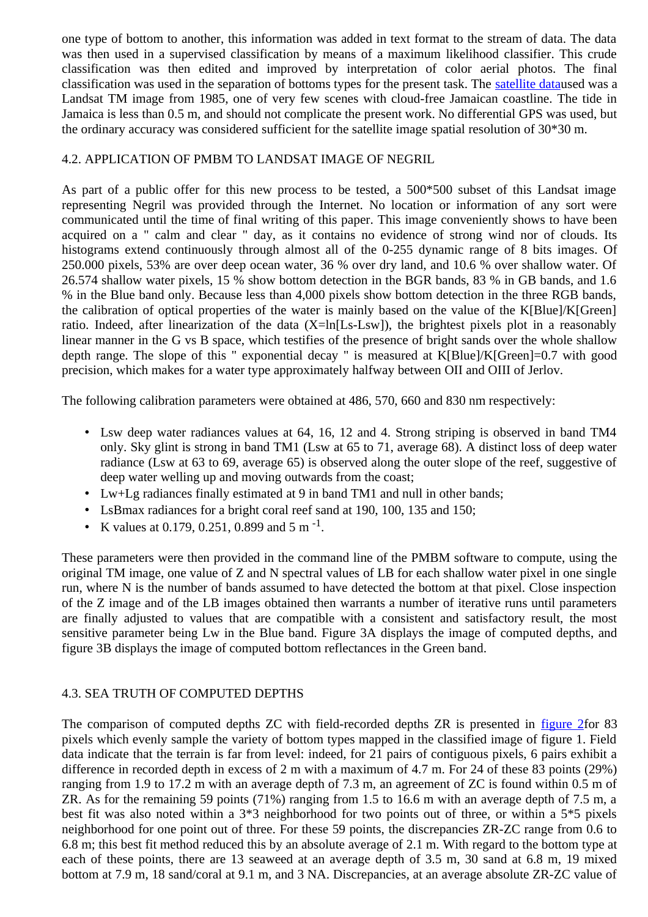one type of bottom to another, this information was added in text format to the stream of data. The data was then used in a supervised classification by means of a maximum likelihood classifier. This crude classification was then edited and improved by interpretation of color aerial photos. The final classification was used in the separation of bottoms types for the present task. The satellite dataused was a Landsat TM image from 1985, one of very few scenes with cloud-free Jamaican coastline. The tide in Jamaica is less than 0.5 m, and should not complicate the present work. No differential GPS was used, but the ordinary accuracy was considered sufficient for the satellite image spatial resolution of 30*30 m.

### 4.2. APPLICATION OF PMBM TO LANDSAT IMAGE OF NEGRIL

As part of a public offer for this new process to be tested, a 500*500 subset of this Landsat image representing Negril was provided through the Internet. No location or information of any sort were communicated until the time of final writing of this paper. This image conveniently shows to have been acquired on a " calm and clear " day, as it contains no evidence of strong wind nor of clouds. Its histograms extend continuously through almost all of the 0-255 dynamic range of 8 bits images. Of 250.000 pixels, 53% are over deep ocean water, 36 % over dry land, and 10.6 % over shallow water. Of 26.574 shallow water pixels, 15 % show bottom detection in the BGR bands, 83 % in GB bands, and 1.6 % in the Blue band only. Because less than 4,000 pixels show bottom detection in the three RGB bands, the calibration of optical properties of the water is mainly based on the value of the K[Blue]/K[Green] ratio. Indeed, after linearization of the data (X=ln[Ls-Lsw]), the brightest pixels plot in a reasonably linear manner in the G vs B space, which testifies of the presence of bright sands over the whole shallow depth range. The slope of this " exponential decay " is measured at K[Blue]/K[Green]=0.7 with good precision, which makes for a water type approximately halfway between OII and OIII of Jerlov.

The following calibration parameters were obtained at 486, 570, 660 and 830 nm respectively:

- Lsw deep water radiances values at 64, 16, 12 and 4. Strong striping is observed in band TM4 only. Sky glint is strong in band TM1 (Lsw at 65 to 71, average 68). A distinct loss of deep water radiance (Lsw at 63 to 69, average 65) is observed along the outer slope of the reef, suggestive of deep water welling up and moving outwards from the coast;
- Lw+Lg radiances finally estimated at 9 in band TM1 and null in other bands;
- LsBmax radiances for a bright coral reef sand at 190, 100, 135 and 150;
- K values at 0.179, 0.251, 0.899 and 5 $m^{-1}$.

These parameters were then provided in the command line of the PMBM software to compute, using the original TM image, one value of Z and N spectral values of LB for each shallow water pixel in one single run, where N is the number of bands assumed to have detected the bottom at that pixel. Close inspection of the Z image and of the LB images obtained then warrants a number of iterative runs until parameters are finally adjusted to values that are compatible with a consistent and satisfactory result, the most sensitive parameter being Lw in the Blue band. Figure 3A displays the image of computed depths, and figure 3B displays the image of computed bottom reflectances in the Green band.

### 4.3. SEA TRUTH OF COMPUTED DEPTHS

The comparison of computed depths ZC with field-recorded depths ZR is presented in figure 2for 83 pixels which evenly sample the variety of bottom types mapped in the classified image of figure 1. Field data indicate that the terrain is far from level: indeed, for 21 pairs of contiguous pixels, 6 pairs exhibit a difference in recorded depth in excess of 2 m with a maximum of 4.7 m. For 24 of these 83 points (29%) ranging from 1.9 to 17.2 m with an average depth of 7.3 m, an agreement of ZC is found within 0.5 m of ZR. As for the remaining 59 points (71%) ranging from 1.5 to 16.6 m with an average depth of 7.5 m, a best fit was also noted within a 3*3 neighborhood for two points out of three, or within a 5*5 pixels neighborhood for one point out of three. For these 59 points, the discrepancies ZR-ZC range from 0.6 to 6.8 m; this best fit method reduced this by an absolute average of 2.1 m. With regard to the bottom type at each of these points, there are 13 seaweed at an average depth of 3.5 m, 30 sand at 6.8 m, 19 mixed bottom at 7.9 m, 18 sand/coral at 9.1 m, and 3 NA. Discrepancies, at an average absolute ZR-ZC value of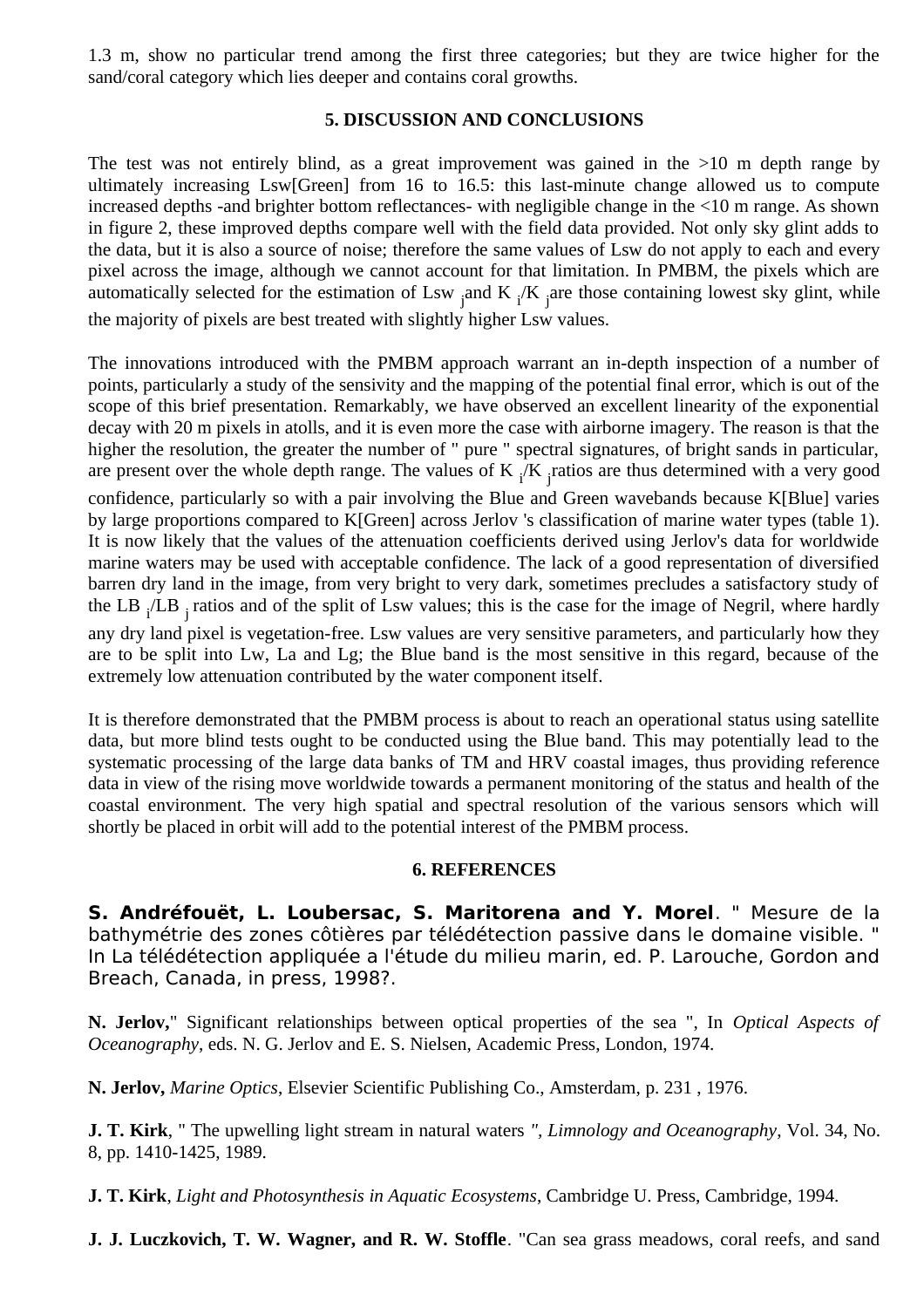1.3 m, show no particular trend among the first three categories; but they are twice higher for the sand/coral category which lies deeper and contains coral growths.

## 5. DISCUSSION AND CONCLUSIONS

The test was not entirely blind, as a great improvement was gained in the >10 m depth range by ultimately increasing Lsw[Green] from 16 to 16.5: this last-minute change allowed us to compute increased depths -and brighter bottom reflectances- with negligible change in the <10 m range. As shown in figure 2, these improved depths compare well with the field data provided. Not only sky glint adds to the data, but it is also a source of noise; therefore the same values of Lsw do not apply to each and every pixel across the image, although we cannot account for that limitation. In PMBM, the pixels which are automatically selected for the estimation of $Lsw_j$ and $K_i/K_j$ are those containing lowest sky glint, while the majority of pixels are best treated with slightly higher Lsw values.

The innovations introduced with the PMBM approach warrant an in-depth inspection of a number of points, particularly a study of the sensivity and the mapping of the potential final error, which is out of the scope of this brief presentation. Remarkably, we have observed an excellent linearity of the exponential decay with 20 m pixels in atolls, and it is even more the case with airborne imagery. The reason is that the higher the resolution, the greater the number of " pure " spectral signatures, of bright sands in particular, are present over the whole depth range. The values of $K_i/K_j$ ratios are thus determined with a very good confidence, particularly so with a pair involving the Blue and Green wavebands because K[Blue] varies by large proportions compared to K[Green] across Jerlov 's classification of marine water types (table 1). It is now likely that the values of the attenuation coefficients derived using Jerlov's data for worldwide marine waters may be used with acceptable confidence. The lack of a good representation of diversified barren dry land in the image, from very bright to very dark, sometimes precludes a satisfactory study of the $LB_i/LB_j$ ratios and of the split of Lsw values; this is the case for the image of Negril, where hardly any dry land pixel is vegetation-free. Lsw values are very sensitive parameters, and particularly how they are to be split into Lw, La and Lg; the Blue band is the most sensitive in this regard, because of the extremely low attenuation contributed by the water component itself.

It is therefore demonstrated that the PMBM process is about to reach an operational status using satellite data, but more blind tests ought to be conducted using the Blue band. This may potentially lead to the systematic processing of the large data banks of TM and HRV coastal images, thus providing reference data in view of the rising move worldwide towards a permanent monitoring of the status and health of the coastal environment. The very high spatial and spectral resolution of the various sensors which will shortly be placed in orbit will add to the potential interest of the PMBM process.

## 6. REFERENCES

**S. Andréfouët, L. Loubersac, S. Maritorena and Y. Morel**. " Mesure de la bathymétrie des zones côtières par télédétection passive dans le domaine visible. " In La télédétection appliquée a l'étude du milieu marin, ed. P. Larouche, Gordon and Breach, Canada, in press, 1998?.

**N. Jerlov,**" Significant relationships between optical properties of the sea ", In *Optical Aspects of Oceanography*, eds. N. G. Jerlov and E. S. Nielsen, Academic Press, London, 1974.

**N. Jerlov,** *Marine Optics*, Elsevier Scientific Publishing Co., Amsterdam, p. 231 , 1976.

**J. T. Kirk**, " The upwelling light stream in natural waters *", Limnology and Oceanography*, Vol. 34, No. 8, pp. 1410-1425, 1989.

**J. T. Kirk**, *Light and Photosynthesis in Aquatic Ecosystems*, Cambridge U. Press, Cambridge, 1994.

**J. J. Luczkovich, T. W. Wagner, and R. W. Stoffle**. "Can sea grass meadows, coral reefs, and sand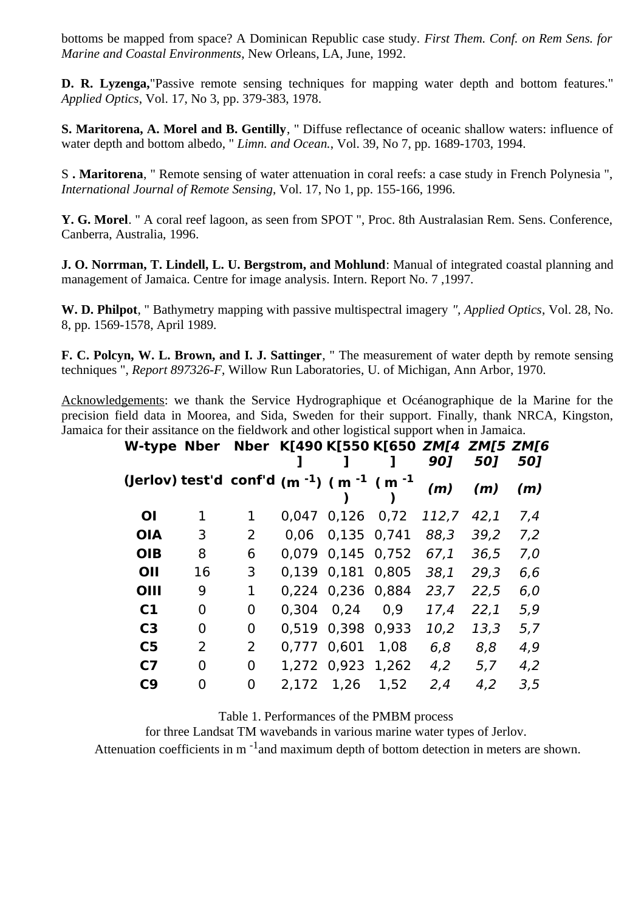bottoms be mapped from space? A Dominican Republic case study. *First Them. Conf. on Rem Sens. for Marine and Coastal Environments*, New Orleans, LA, June, 1992.

**D. R. Lyzenga,**"Passive remote sensing techniques for mapping water depth and bottom features." *Applied Optics*, Vol. 17, No 3, pp. 379-383, 1978.

**S. Maritorena, A. Morel and B. Gentilly**, " Diffuse reflectance of oceanic shallow waters: influence of water depth and bottom albedo, " *Limn. and Ocean.*, Vol. 39, No 7, pp. 1689-1703, 1994.

S **. Maritorena**, " Remote sensing of water attenuation in coral reefs: a case study in French Polynesia ", *International Journal of Remote Sensing*, Vol. 17, No 1, pp. 155-166, 1996.

**Y. G. Morel**. " A coral reef lagoon, as seen from SPOT ", Proc. 8th Australasian Rem. Sens. Conference, Canberra, Australia, 1996.

**J. O. Norrman, T. Lindell, L. U. Bergstrom, and Mohlund**: Manual of integrated coastal planning and management of Jamaica. Centre for image analysis. Intern. Report No. 7 ,1997.

**W. D. Philpot**, " Bathymetry mapping with passive multispectral imagery *", Applied Optics*, Vol. 28, No. 8, pp. 1569-1578, April 1989.

**F. C. Polcyn, W. L. Brown, and I. J. Sattinger**, " The measurement of water depth by remote sensing techniques ", *Report 897326-F*, Willow Run Laboratories, U. of Michigan, Ann Arbor, 1970.

Acknowledgements: we thank the Service Hydrographique et Océanographique de la Marine for the precision field data in Moorea, and Sida, Sweden for their support. Finally, thank NRCA, Kingston, Jamaica for their assitance on the fieldwork and other logistical support when in Jamaica.

| W-type (Jerlov) | Nber test'd | Nber conf'd | K[490] ($m^{-1}$) | K[550] ($m^{-1}$) | K[650] ($m^{-1}$) | *ZM[490] (m)* | *ZM[550] (m)* | *ZM[650] (m)* |
|---|---|---|---|---|---|---|---|---|
| **OI** | 1 | 1 | 0,047 | 0,126 | 0,72 | *112,7* | *42,1* | *7,4* |
| **OIA** | 3 | 2 | 0,06 | 0,135 | 0,741 | *88,3* | *39,2* | *7,2* |
| **OIB** | 8 | 6 | 0,079 | 0,145 | 0,752 | *67,1* | *36,5* | *7,0* |
| **OII** | 16 | 3 | 0,139 | 0,181 | 0,805 | *38,1* | *29,3* | *6,6* |
| **OIII** | 9 | 1 | 0,224 | 0,236 | 0,884 | *23,7* | *22,5* | *6,0* |
| **C1** | 0 | 0 | 0,304 | 0,24 | 0,9 | *17,4* | *22,1* | *5,9* |
| **C3** | 0 | 0 | 0,519 | 0,398 | 0,933 | *10,2* | *13,3* | *5,7* |
| **C5** | 2 | 2 | 0,777 | 0,601 | 1,08 | *6,8* | *8,8* | *4,9* |
| **C7** | 0 | 0 | 1,272 | 0,923 | 1,262 | *4,2* | *5,7* | *4,2* |
| **C9** | 0 | 0 | 2,172 | 1,26 | 1,52 | *2,4* | *4,2* | *3,5* |

Table 1. Performances of the PMBM process
for three Landsat TM wavebands in various marine water types of Jerlov.
Attenuation coefficients in $m^{-1}$ and maximum depth of bottom detection in meters are shown.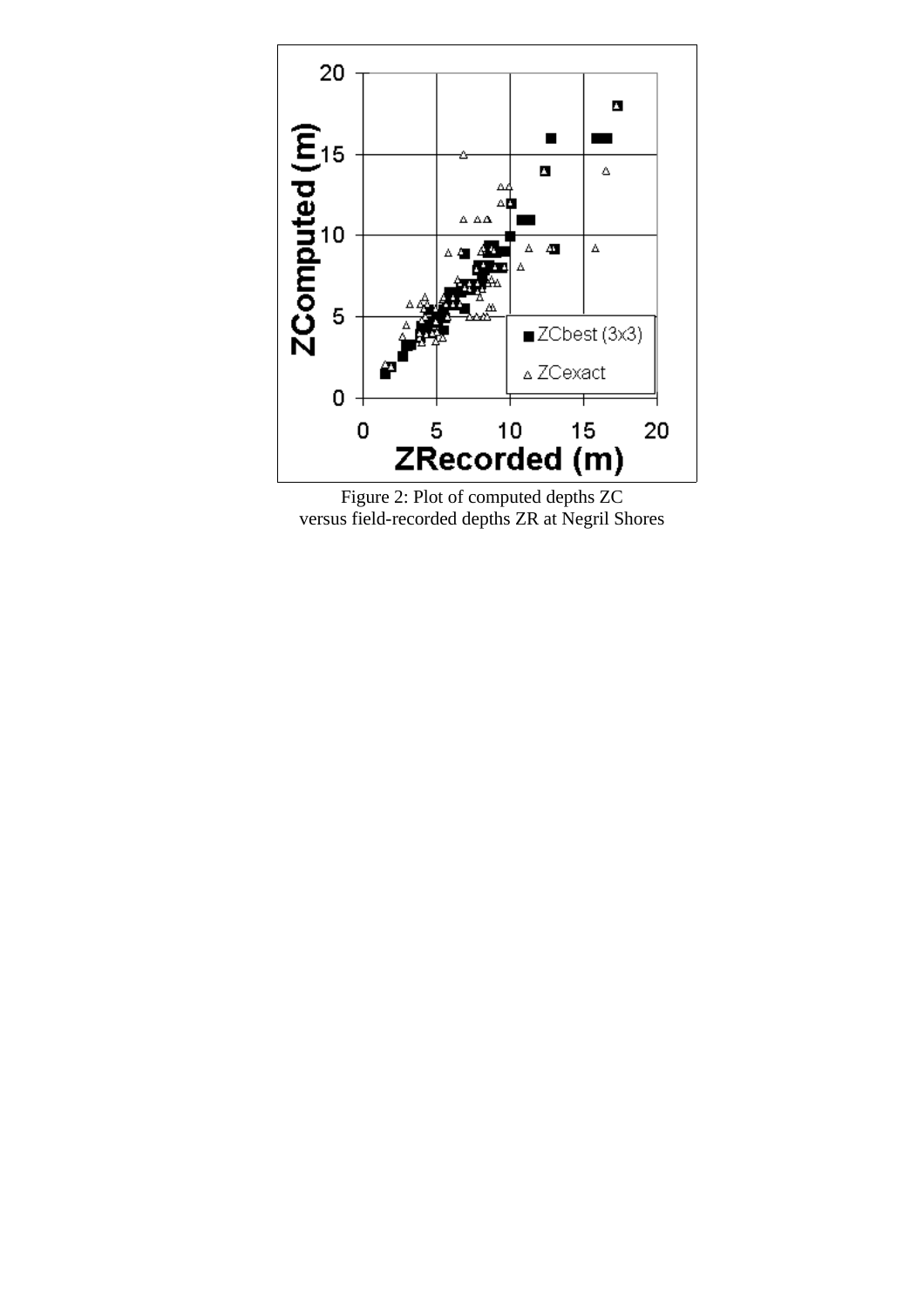Figure 2: Plot of computed depths ZC versus field-recorded depths ZR at Negril Shores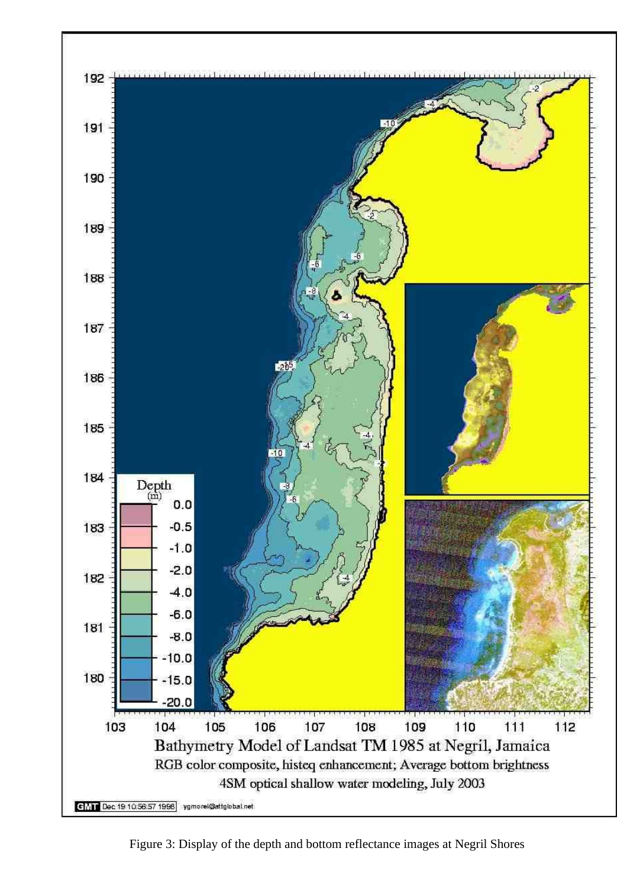192

191

190

189

188

187

186

185

184

183

182

181

180

103 104 105 106 107 108 109 110 111 112

Depth (m)

0.0
-0.5
-1.0
-2.0
-4.0
-6.0
-8.0
-10.0
-15.0
-20.0

Bathymetry Model of Landsat TM 1985 at Negril, Jamaica

RGB color composite, histeq enhancement; Average bottom brightness

4SM optical shallow water modeling, July 2003

GMT Dec 19 10:56:57 1998 ygmorel@attglobal.net

Figure 3: Display of the depth and bottom reflectance images at Negril Shores